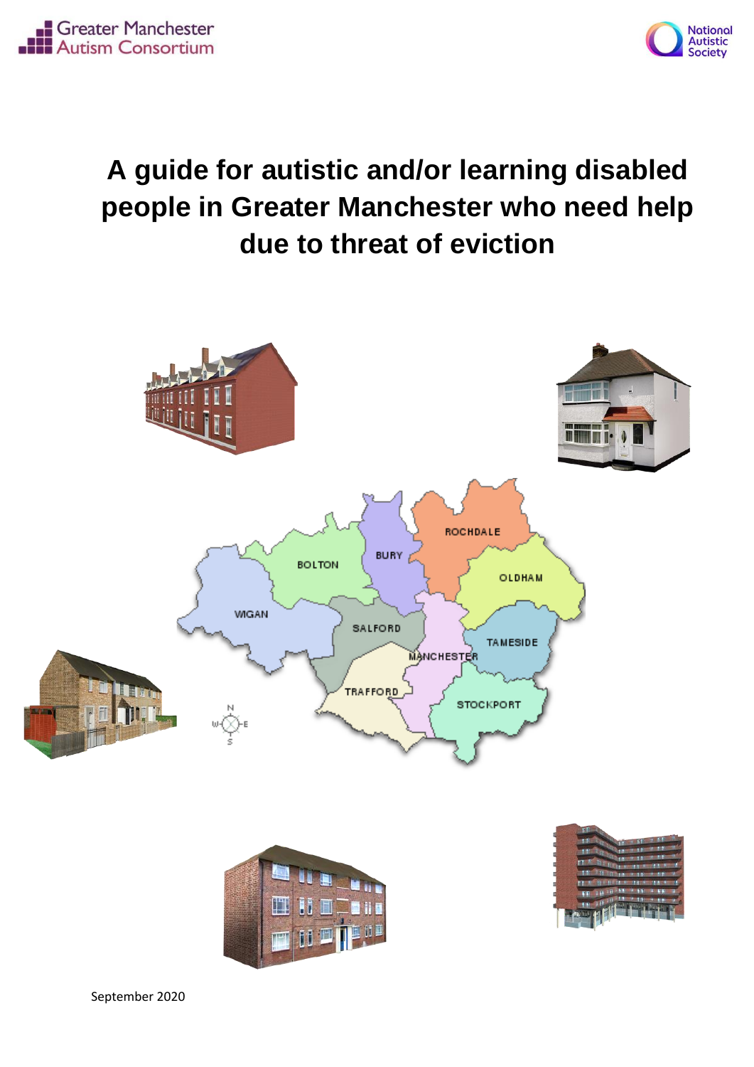Greater Manchester Autism Consortium

National Autistic Society

# A guide for autistic and/or learning disabled people in Greater Manchester who need help due to threat of eviction

September 2020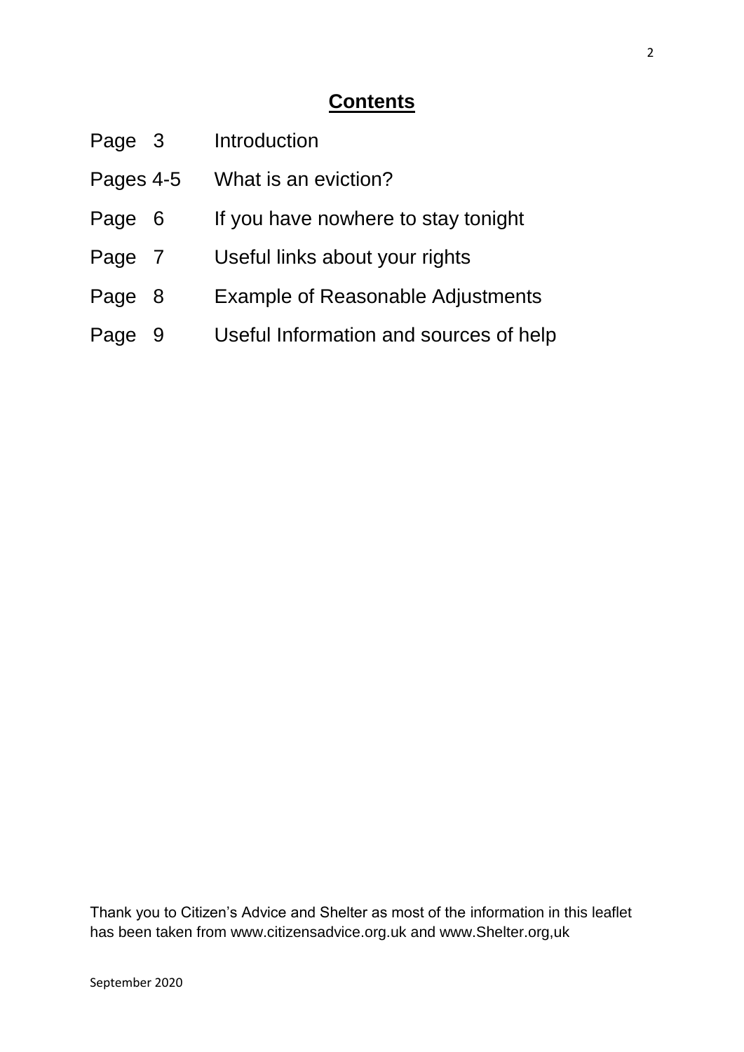# Contents

| | |
|---|---|
| Page 3 | Introduction |
| Pages 4-5 | What is an eviction? |
| Page 6 | If you have nowhere to stay tonight |
| Page 7 | Useful links about your rights |
| Page 8 | Example of Reasonable Adjustments |
| Page 9 | Useful Information and sources of help |

Thank you to Citizen's Advice and Shelter as most of the information in this leaflet has been taken from www.citizensadvice.org.uk and www.Shelter.org,uk

September 2020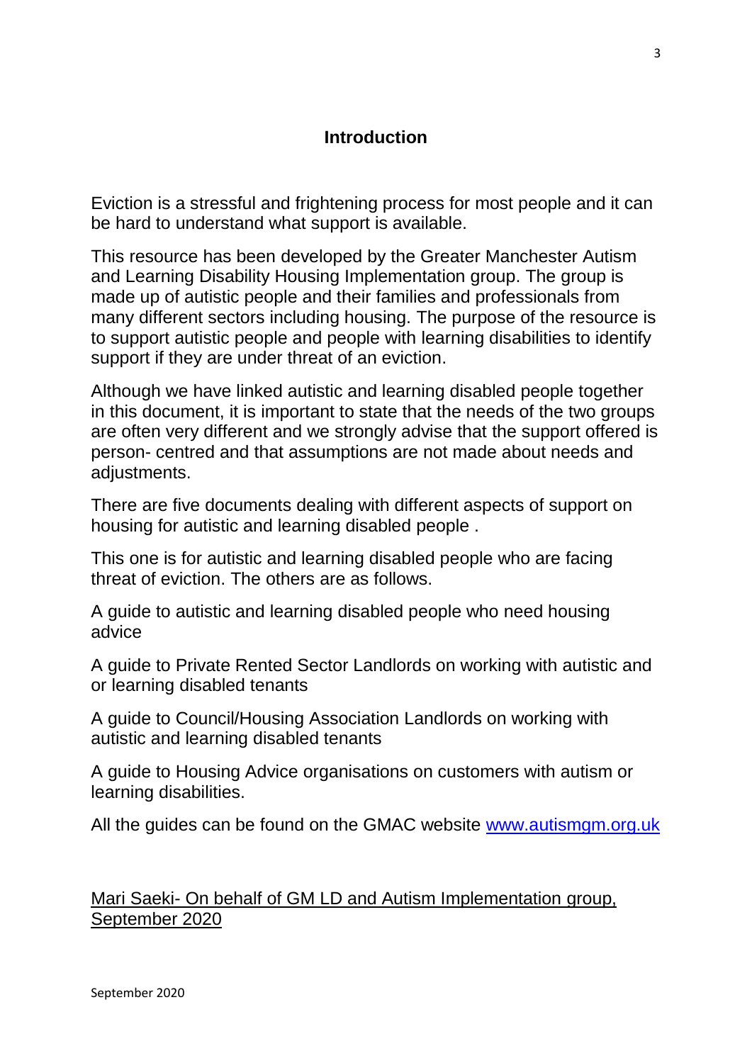## Introduction

Eviction is a stressful and frightening process for most people and it can be hard to understand what support is available.

This resource has been developed by the Greater Manchester Autism and Learning Disability Housing Implementation group. The group is made up of autistic people and their families and professionals from many different sectors including housing. The purpose of the resource is to support autistic people and people with learning disabilities to identify support if they are under threat of an eviction.

Although we have linked autistic and learning disabled people together in this document, it is important to state that the needs of the two groups are often very different and we strongly advise that the support offered is person- centred and that assumptions are not made about needs and adjustments.

There are five documents dealing with different aspects of support on housing for autistic and learning disabled people .

This one is for autistic and learning disabled people who are facing threat of eviction. The others are as follows.

A guide to autistic and learning disabled people who need housing advice

A guide to Private Rented Sector Landlords on working with autistic and or learning disabled tenants

A guide to Council/Housing Association Landlords on working with autistic and learning disabled tenants

A guide to Housing Advice organisations on customers with autism or learning disabilities.

All the guides can be found on the GMAC website [www.autismgm.org.uk](http://www.autismgm.org.uk)

<u>Mari Saeki- On behalf of GM LD and Autism Implementation group, September 2020</u>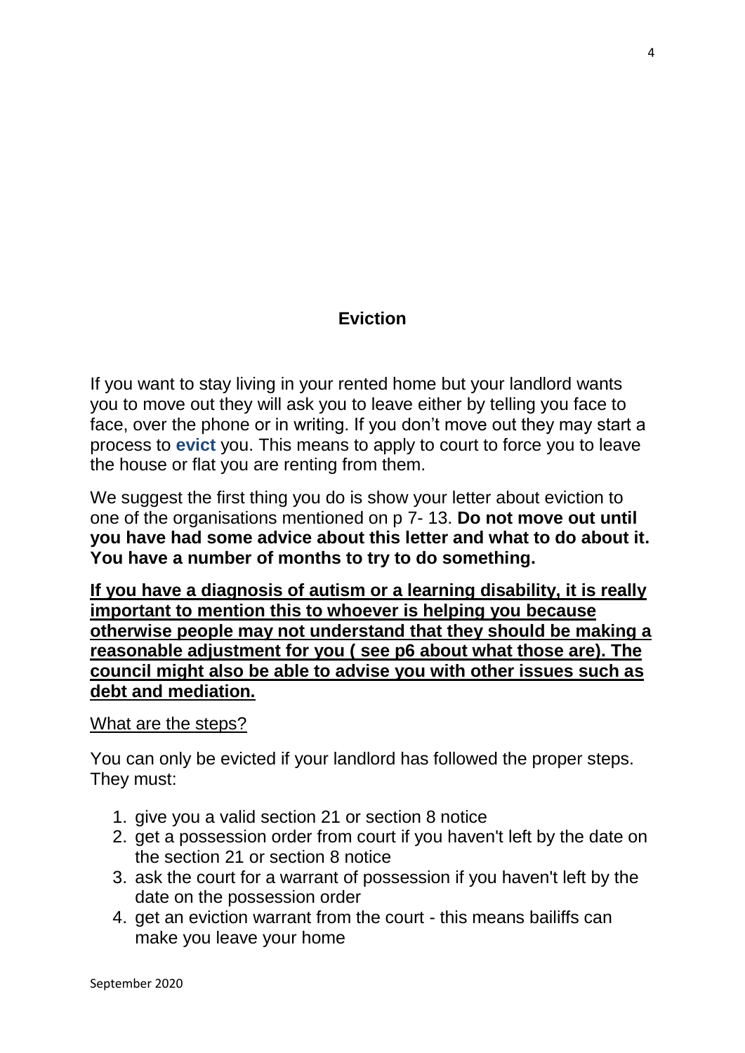## Eviction

If you want to stay living in your rented home but your landlord wants you to move out they will ask you to leave either by telling you face to face, over the phone or in writing. If you don't move out they may start a process to **evict** you. This means to apply to court to force you to leave the house or flat you are renting from them.

We suggest the first thing you do is show your letter about eviction to one of the organisations mentioned on p 7- 13. **Do not move out until you have had some advice about this letter and what to do about it. You have a number of months to try to do something.**

<u>**If you have a diagnosis of autism or a learning disability, it is really important to mention this to whoever is helping you because otherwise people may not understand that they should be making a reasonable adjustment for you ( see p6 about what those are). The council might also be able to advise you with other issues such as debt and mediation.**</u>

<u>What are the steps?</u>

You can only be evicted if your landlord has followed the proper steps. They must:

1. give you a valid section 21 or section 8 notice
2. get a possession order from court if you haven't left by the date on the section 21 or section 8 notice
3. ask the court for a warrant of possession if you haven't left by the date on the possession order
4. get an eviction warrant from the court - this means bailiffs can make you leave your home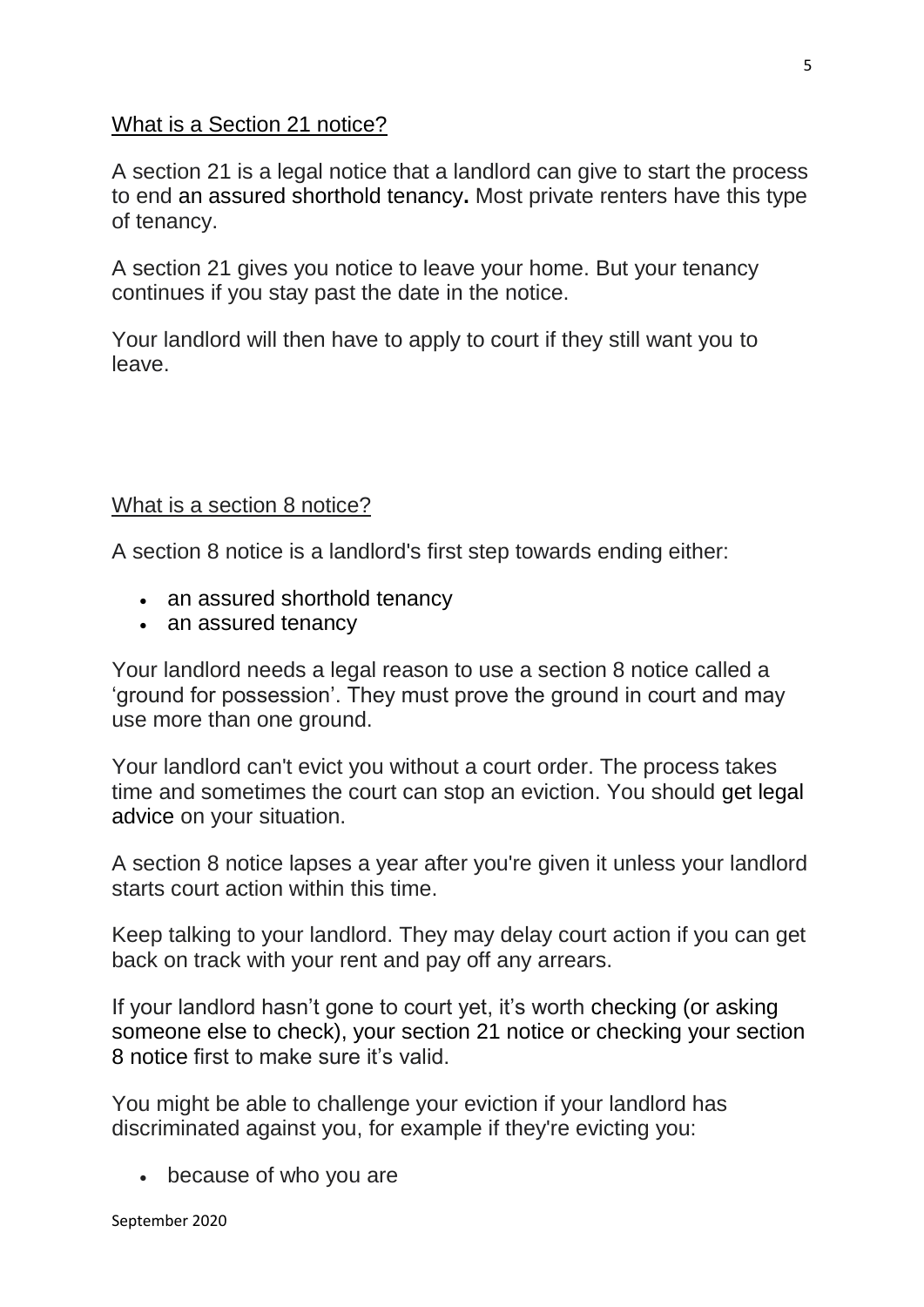## What is a Section 21 notice?

A section 21 is a legal notice that a landlord can give to start the process to end an assured shorthold tenancy**.** Most private renters have this type of tenancy.

A section 21 gives you notice to leave your home. But your tenancy continues if you stay past the date in the notice.

Your landlord will then have to apply to court if they still want you to leave.

## What is a section 8 notice?

A section 8 notice is a landlord's first step towards ending either:

- an assured shorthold tenancy
- an assured tenancy

Your landlord needs a legal reason to use a section 8 notice called a 'ground for possession'. They must prove the ground in court and may use more than one ground.

Your landlord can't evict you without a court order. The process takes time and sometimes the court can stop an eviction. You should get legal advice on your situation.

A section 8 notice lapses a year after you're given it unless your landlord starts court action within this time.

Keep talking to your landlord. They may delay court action if you can get back on track with your rent and pay off any arrears.

If your landlord hasn't gone to court yet, it's worth checking (or asking someone else to check), your section 21 notice or checking your section 8 notice first to make sure it's valid.

You might be able to challenge your eviction if your landlord has discriminated against you, for example if they're evicting you:

- because of who you are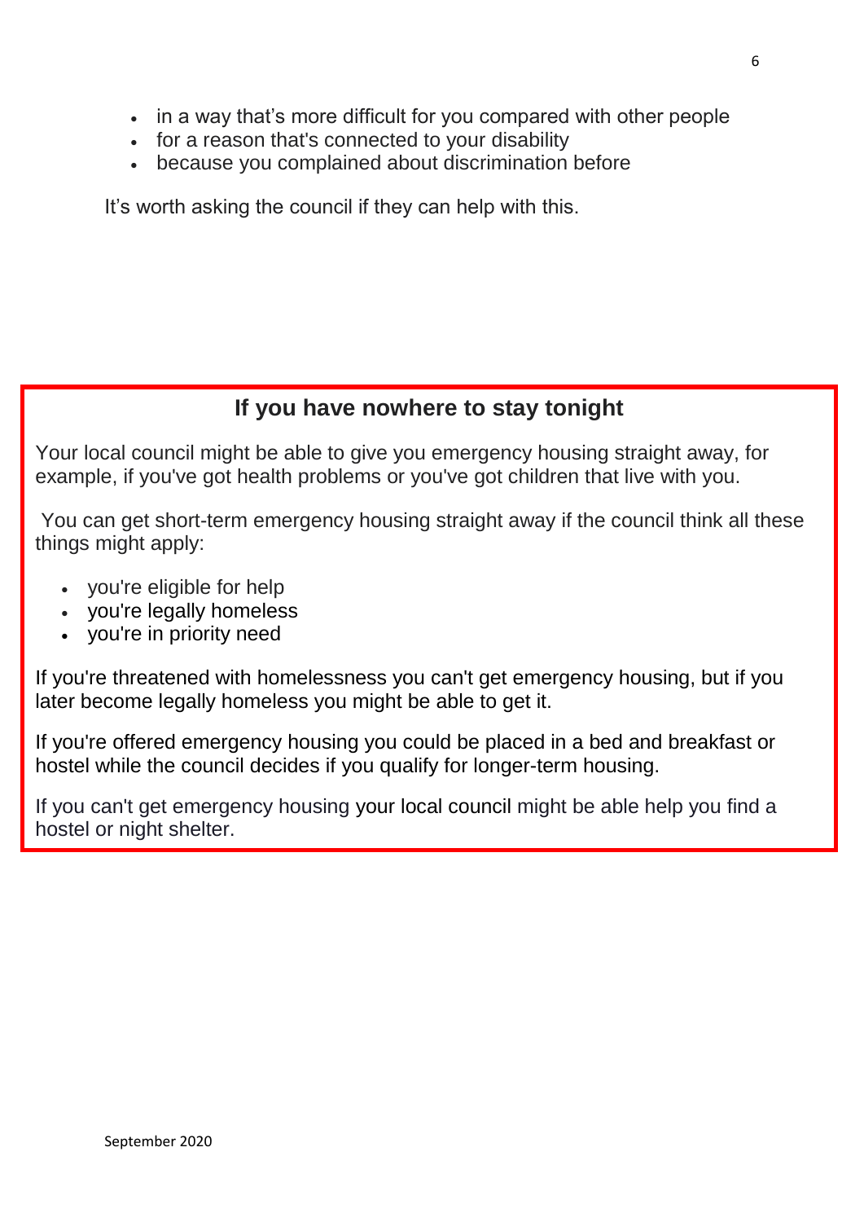- in a way that's more difficult for you compared with other people
- for a reason that's connected to your disability
- because you complained about discrimination before

It's worth asking the council if they can help with this.

## If you have nowhere to stay tonight

Your local council might be able to give you emergency housing straight away, for example, if you've got health problems or you've got children that live with you.

You can get short-term emergency housing straight away if the council think all these things might apply:

- you're eligible for help
- you're legally homeless
- you're in priority need

If you're threatened with homelessness you can't get emergency housing, but if you later become legally homeless you might be able to get it.

If you're offered emergency housing you could be placed in a bed and breakfast or hostel while the council decides if you qualify for longer-term housing.

If you can't get emergency housing your local council might be able help you find a hostel or night shelter.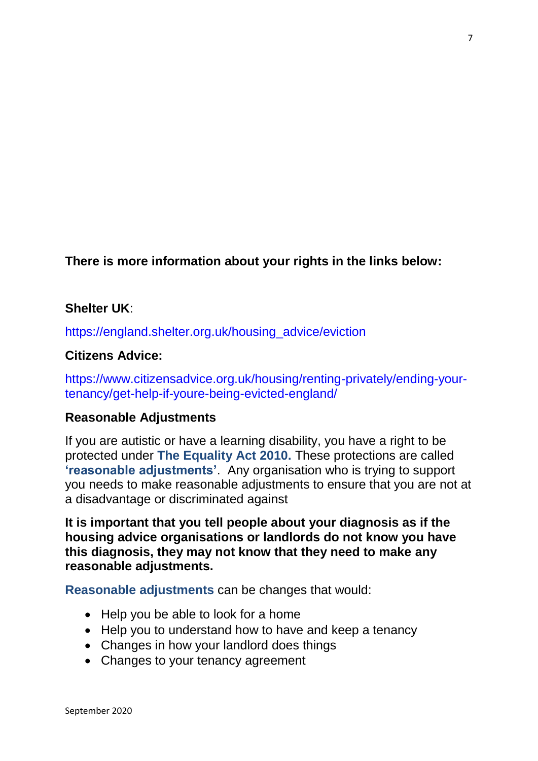**There is more information about your rights in the links below:**

**Shelter UK**:

https://england.shelter.org.uk/housing_advice/eviction

**Citizens Advice:**

https://www.citizensadvice.org.uk/housing/renting-privately/ending-your-tenancy/get-help-if-youre-being-evicted-england/

**Reasonable Adjustments**

If you are autistic or have a learning disability, you have a right to be protected under **The Equality Act 2010.** These protections are called **'reasonable adjustments'**. Any organisation who is trying to support you needs to make reasonable adjustments to ensure that you are not at a disadvantage or discriminated against

**It is important that you tell people about your diagnosis as if the housing advice organisations or landlords do not know you have this diagnosis, they may not know that they need to make any reasonable adjustments.**

**Reasonable adjustments** can be changes that would:

- Help you be able to look for a home
- Help you to understand how to have and keep a tenancy
- Changes in how your landlord does things
- Changes to your tenancy agreement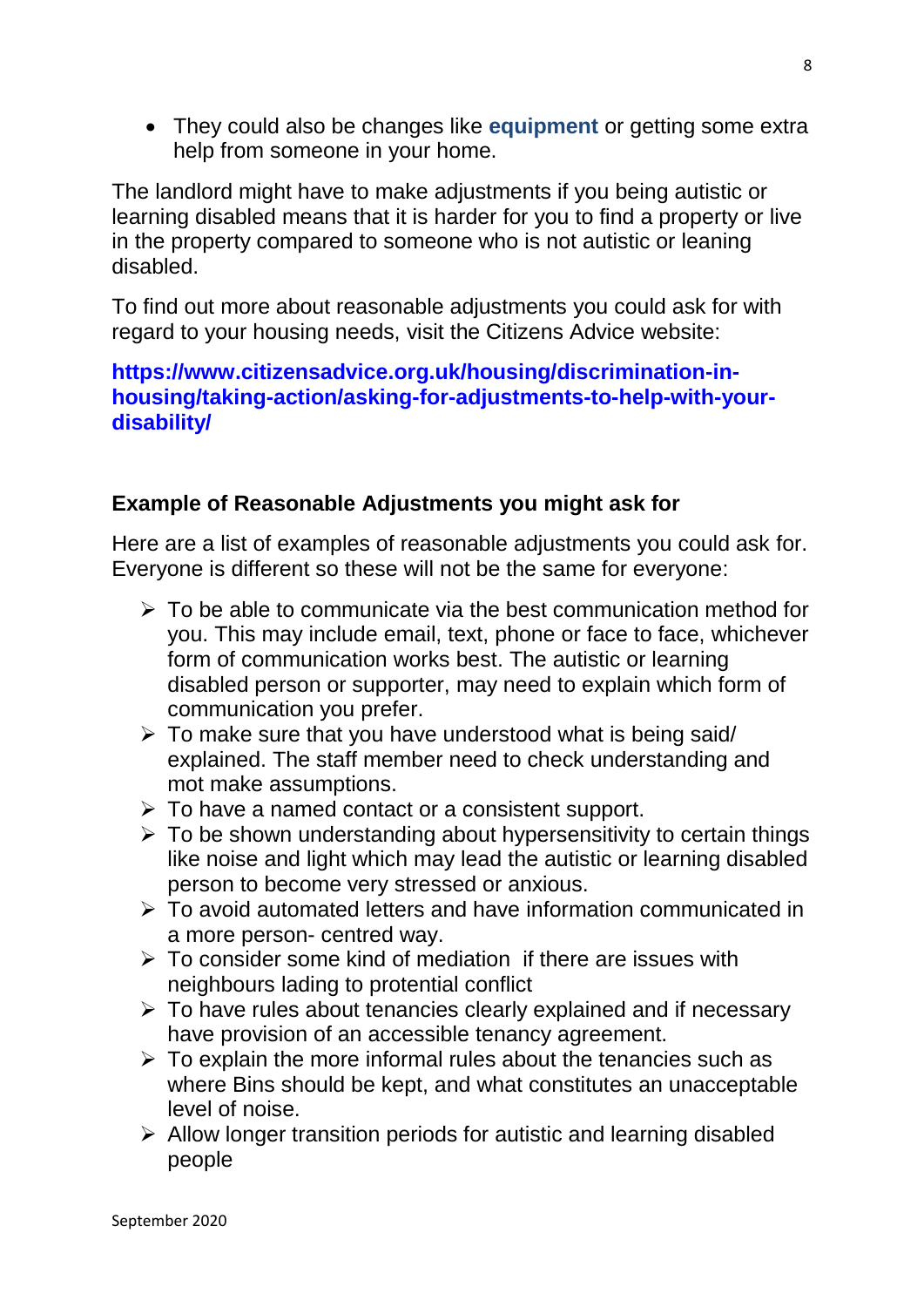- They could also be changes like **equipment** or getting some extra help from someone in your home.

The landlord might have to make adjustments if you being autistic or learning disabled means that it is harder for you to find a property or live in the property compared to someone who is not autistic or leaning disabled.

To find out more about reasonable adjustments you could ask for with regard to your housing needs, visit the Citizens Advice website:

**https://www.citizensadvice.org.uk/housing/discrimination-in-housing/taking-action/asking-for-adjustments-to-help-with-your-disability/**

### Example of Reasonable Adjustments you might ask for

Here are a list of examples of reasonable adjustments you could ask for. Everyone is different so these will not be the same for everyone:

- To be able to communicate via the best communication method for you. This may include email, text, phone or face to face, whichever form of communication works best. The autistic or learning disabled person or supporter, may need to explain which form of communication you prefer.
- To make sure that you have understood what is being said/ explained. The staff member need to check understanding and mot make assumptions.
- To have a named contact or a consistent support.
- To be shown understanding about hypersensitivity to certain things like noise and light which may lead the autistic or learning disabled person to become very stressed or anxious.
- To avoid automated letters and have information communicated in a more person- centred way.
- To consider some kind of mediation if there are issues with neighbours lading to protential conflict
- To have rules about tenancies clearly explained and if necessary have provision of an accessible tenancy agreement.
- To explain the more informal rules about the tenancies such as where Bins should be kept, and what constitutes an unacceptable level of noise.
- Allow longer transition periods for autistic and learning disabled people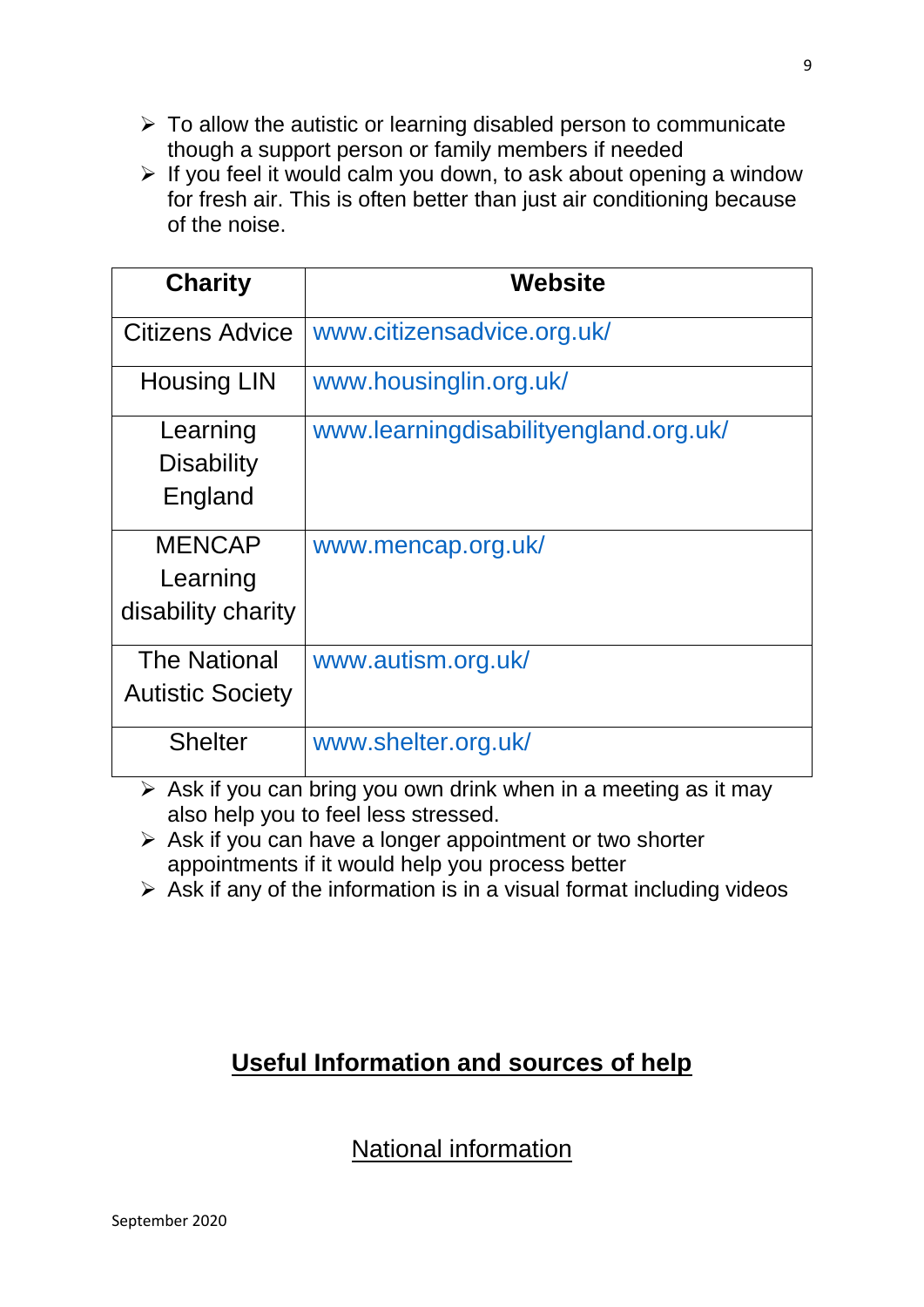- To allow the autistic or learning disabled person to communicate though a support person or family members if needed
- If you feel it would calm you down, to ask about opening a window for fresh air. This is often better than just air conditioning because of the noise.

| Charity | Website |
|---|---|
| Citizens Advice | www.citizensadvice.org.uk/ |
| Housing LIN | www.housinglin.org.uk/ |
| Learning Disability England | www.learningdisabilityengland.org.uk/ |
| MENCAP Learning disability charity | www.mencap.org.uk/ |
| The National Autistic Society | www.autism.org.uk/ |
| Shelter | www.shelter.org.uk/ |

- Ask if you can bring you own drink when in a meeting as it may also help you to feel less stressed.
- Ask if you can have a longer appointment or two shorter appointments if it would help you process better
- Ask if any of the information is in a visual format including videos

## Useful Information and sources of help

### National information

September 2020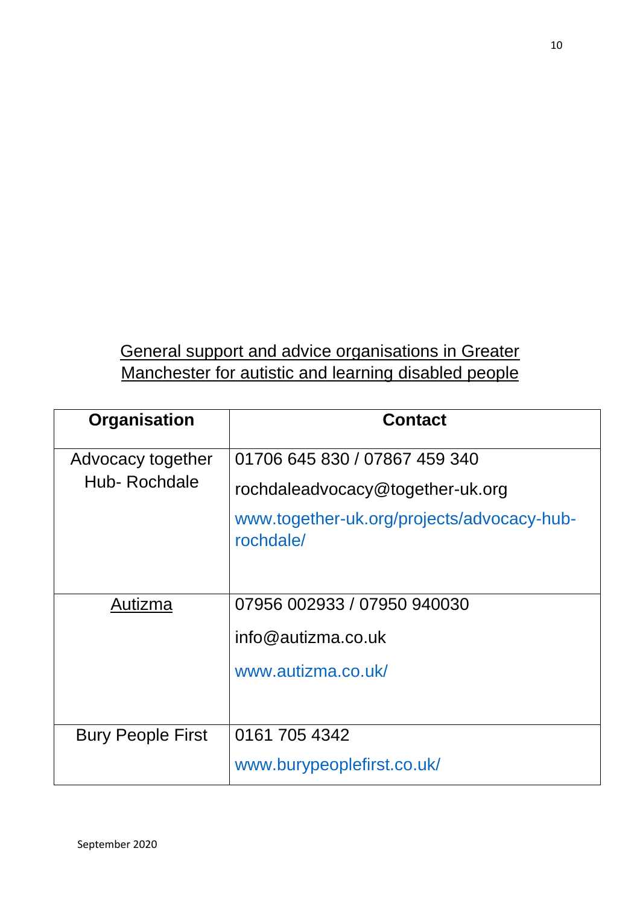## General support and advice organisations in Greater Manchester for autistic and learning disabled people

| Organisation | Contact |
| --- | --- |
| Advocacy together Hub- Rochdale | 01706 645 830 / 07867 459 340<br>rochdaleadvocacy@together-uk.org<br>www.together-uk.org/projects/advocacy-hub-rochdale/ |
| Autizma | 07956 002933 / 07950 940030<br>info@autizma.co.uk<br>www.autizma.co.uk/ |
| Bury People First | 0161 705 4342<br>www.burypeoplefirst.co.uk/ |

September 2020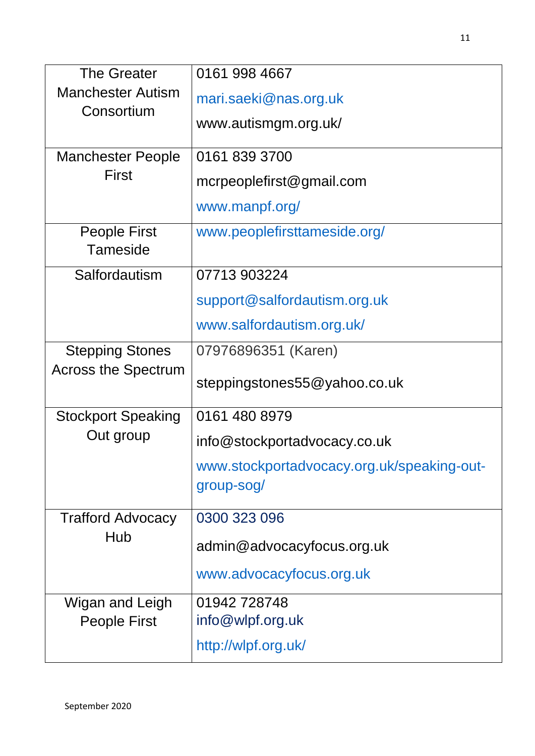| | |
|---|---|
| The Greater Manchester Autism Consortium | 0161 998 4667<br>mari.saeki@nas.org.uk<br>www.autismgm.org.uk/ |
| Manchester People First | 0161 839 3700<br>mcrpeoplefirst@gmail.com<br>www.manpf.org/ |
| People First Tameside | www.peoplefirsttameside.org/ |
| Salfordautism | 07713 903224<br>support@salfordautism.org.uk<br>www.salfordautism.org.uk/ |
| Stepping Stones Across the Spectrum | 07976896351 (Karen)<br>steppingstones55@yahoo.co.uk |
| Stockport Speaking Out group | 0161 480 8979<br>info@stockportadvocacy.co.uk<br>www.stockportadvocacy.org.uk/speaking-out-group-sog/ |
| Trafford Advocacy Hub | 0300 323 096<br>admin@advocacyfocus.org.uk<br>www.advocacyfocus.org.uk |
| Wigan and Leigh People First | 01942 728748<br>info@wlpf.org.uk<br>http://wlpf.org.uk/ |

September 2020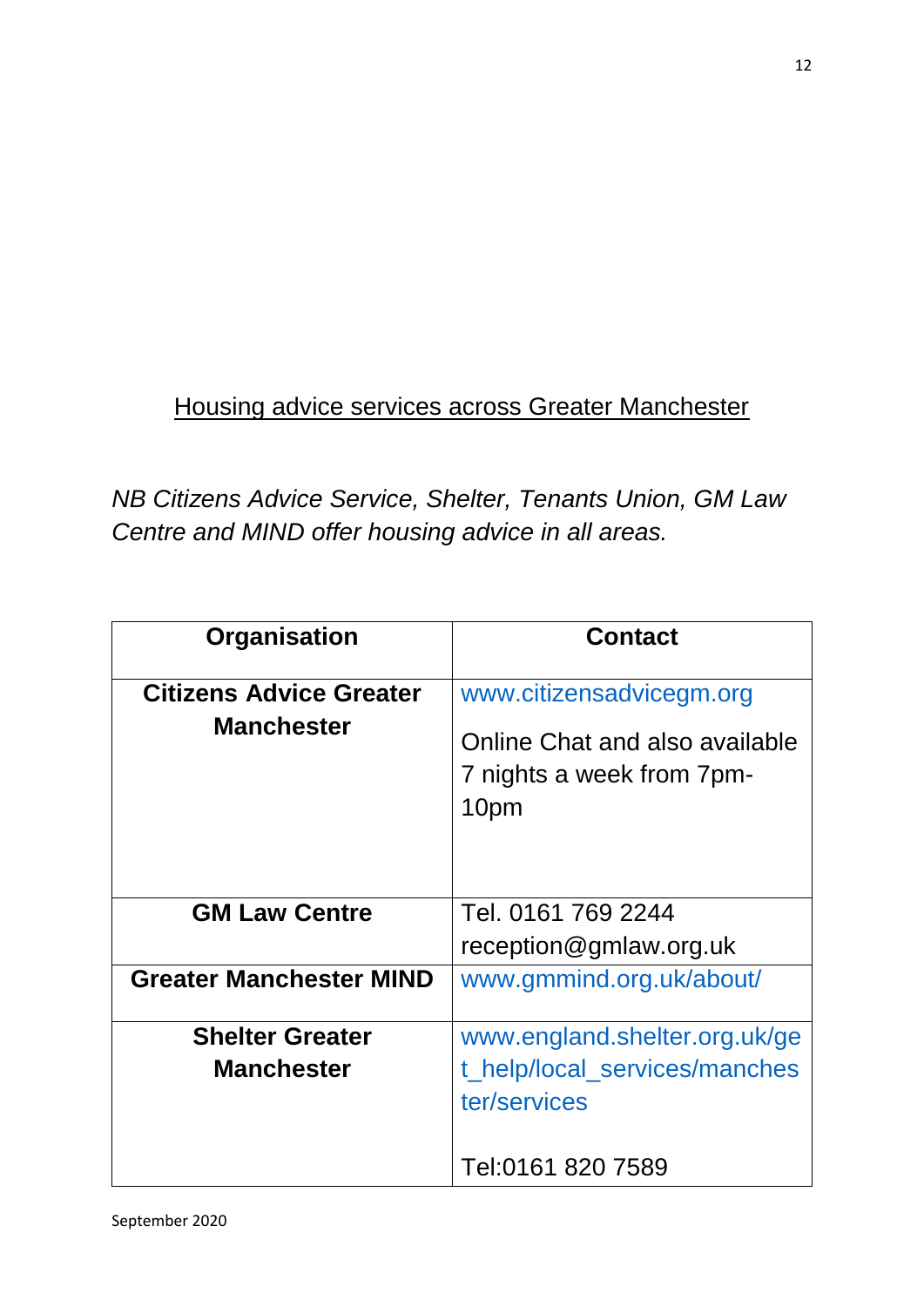## Housing advice services across Greater Manchester

*NB Citizens Advice Service, Shelter, Tenants Union, GM Law Centre and MIND offer housing advice in all areas.*

| Organisation | Contact |
|---|---|
| **Citizens Advice Greater Manchester** | www.citizensadvicegm.org<br><br>Online Chat and also available 7 nights a week from 7pm-10pm |
| **GM Law Centre** | Tel. 0161 769 2244<br>reception@gmlaw.org.uk |
| **Greater Manchester MIND** | www.gmmind.org.uk/about/ |
| **Shelter Greater Manchester** | www.england.shelter.org.uk/get_help/local_services/manchester/services<br><br>Tel:0161 820 7589 |

September 2020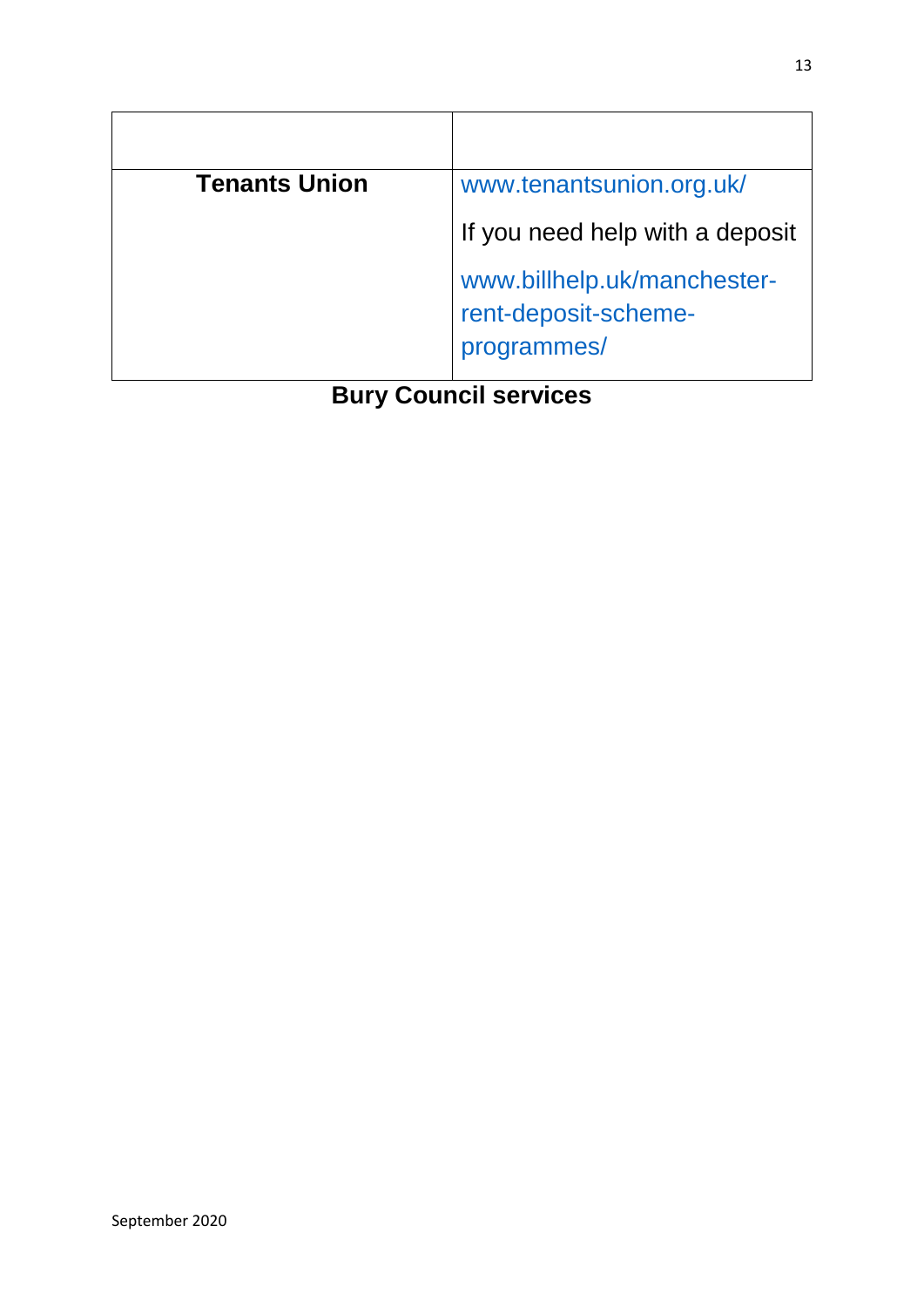| | |
|---|---|
| **Tenants Union** | www.tenantsunion.org.uk/<br>If you need help with a deposit<br>www.billhelp.uk/manchester-rent-deposit-scheme-programmes/ |

## Bury Council services

September 2020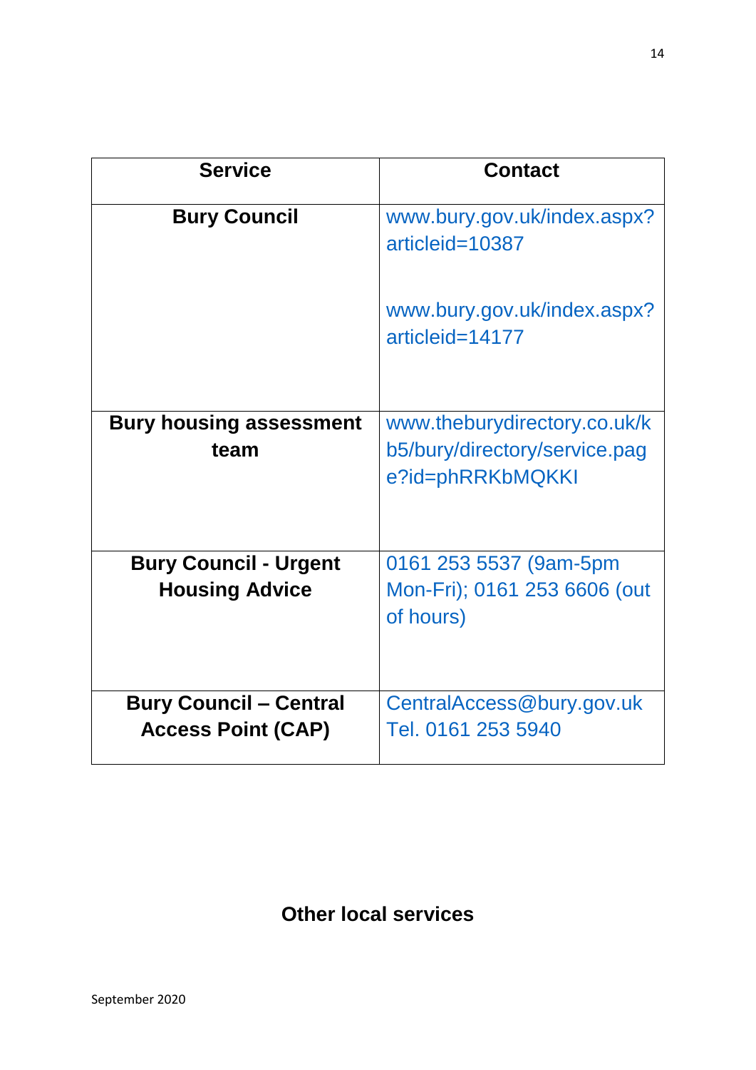| Service | Contact |
| --- | --- |
| **Bury Council** | www.bury.gov.uk/index.aspx?articleid=10387<br><br>www.bury.gov.uk/index.aspx?articleid=14177 |
| **Bury housing assessment team** | www.theburydirectory.co.uk/kb5/bury/directory/service.page?id=phRRKbMQKKI |
| **Bury Council - Urgent Housing Advice** | 0161 253 5537 (9am-5pm Mon-Fri); 0161 253 6606 (out of hours) |
| **Bury Council – Central Access Point (CAP)** | CentralAccess@bury.gov.uk<br>Tel. 0161 253 5940 |

## Other local services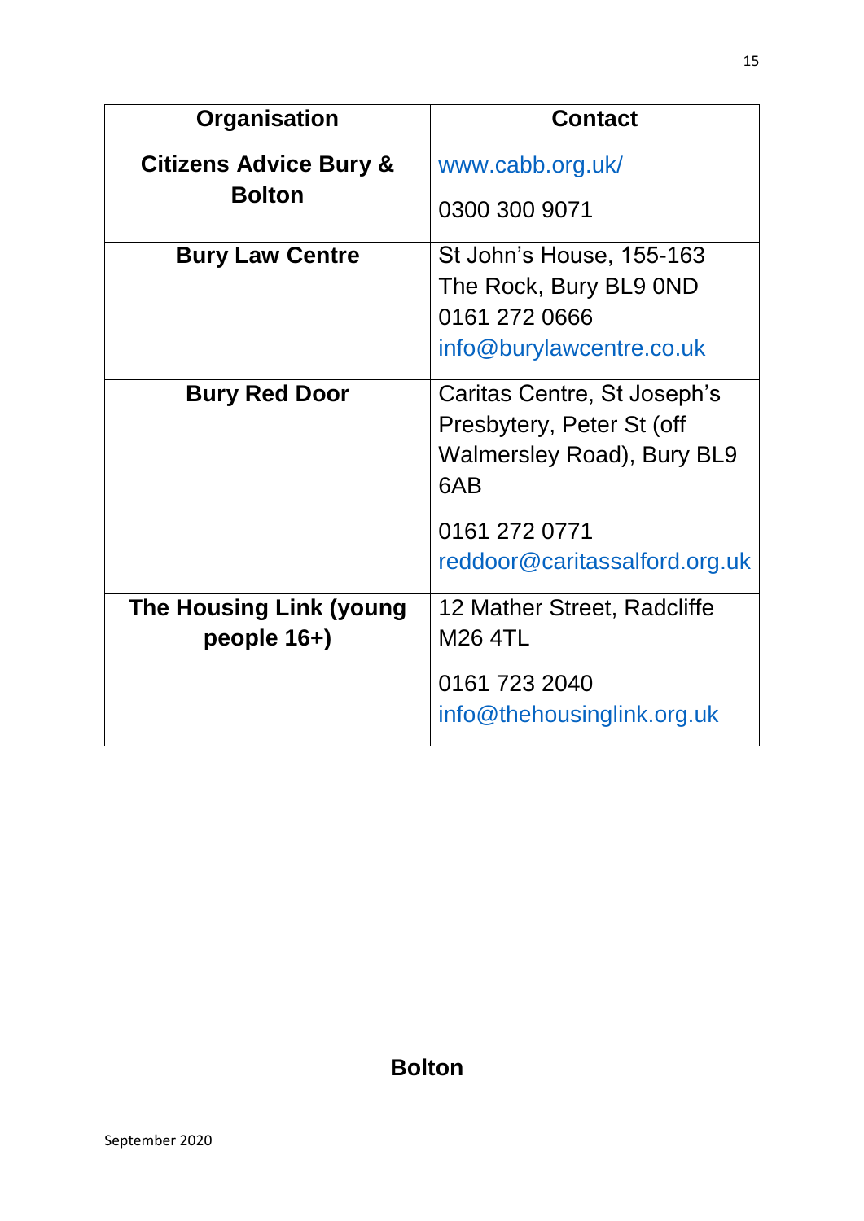| Organisation | Contact |
| --- | --- |
| **Citizens Advice Bury & Bolton** | www.cabb.org.uk/<br><br>0300 300 9071 |
| **Bury Law Centre** | St John's House, 155-163 The Rock, Bury BL9 0ND<br>0161 272 0666<br>info@burylawcentre.co.uk |
| **Bury Red Door** | Caritas Centre, St Joseph's Presbytery, Peter St (off Walmersley Road), Bury BL9 6AB<br><br>0161 272 0771<br>reddoor@caritassalford.org.uk |
| **The Housing Link (young people 16+)** | 12 Mather Street, Radcliffe M26 4TL<br><br>0161 723 2040<br>info@thehousinglink.org.uk |

## Bolton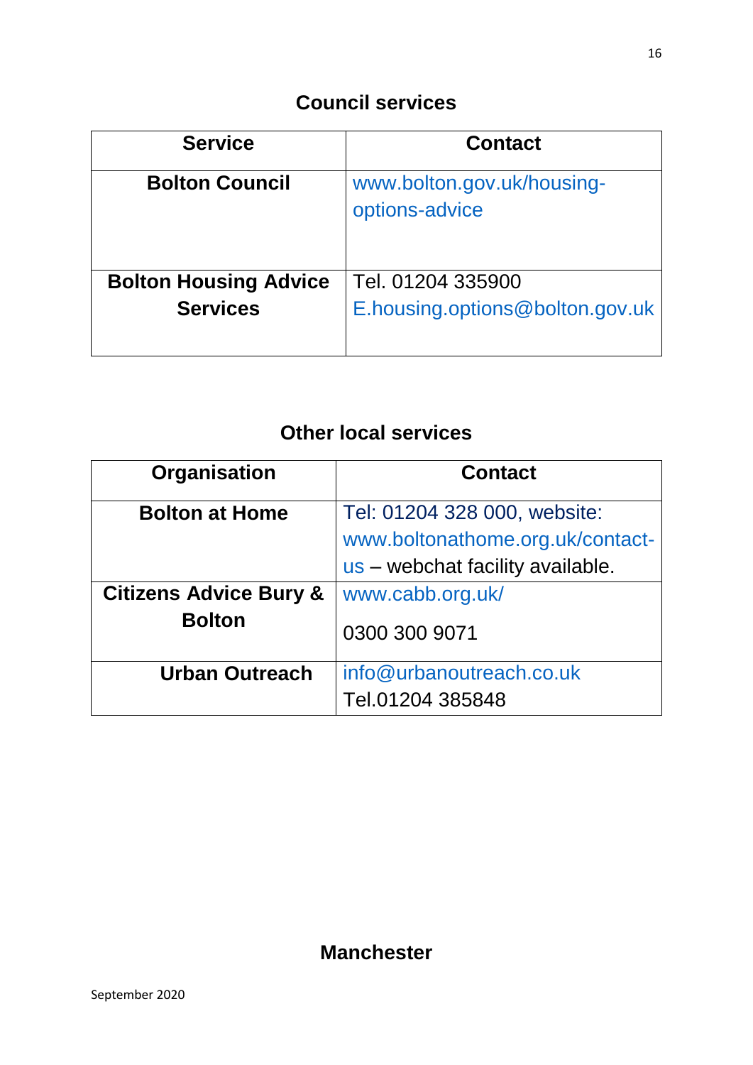## Council services

| Service | Contact |
|---|---|
| **Bolton Council** | www.bolton.gov.uk/housing-options-advice |
| **Bolton Housing Advice Services** | Tel. 01204 335900<br>E.housing.options@bolton.gov.uk |

## Other local services

| Organisation | Contact |
|---|---|
| **Bolton at Home** | Tel: 01204 328 000, website: www.boltonathome.org.uk/contact-us – webchat facility available. |
| **Citizens Advice Bury & Bolton** | www.cabb.org.uk/<br>0300 300 9071 |
| **Urban Outreach** | info@urbanoutreach.co.uk<br>Tel.01204 385848 |

## Manchester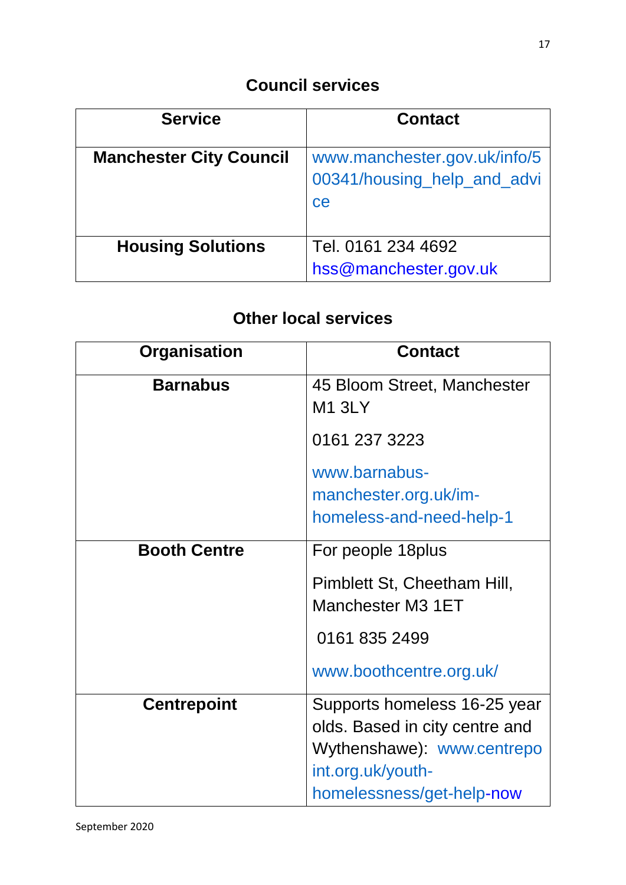## Council services

| Service | Contact |
| --- | --- |
| **Manchester City Council** | www.manchester.gov.uk/info/500341/housing_help_and_advice |
| **Housing Solutions** | Tel. 0161 234 4692<br>hss@manchester.gov.uk |

## Other local services

| Organisation | Contact |
| --- | --- |
| **Barnabus** | 45 Bloom Street, Manchester M1 3LY<br><br>0161 237 3223<br><br>www.barnabus-manchester.org.uk/im-homeless-and-need-help-1 |
| **Booth Centre** | For people 18plus<br><br>Pimblett St, Cheetham Hill, Manchester M3 1ET<br><br>0161 835 2499<br><br>www.boothcentre.org.uk/ |
| **Centrepoint** | Supports homeless 16-25 year olds. Based in city centre and Wythenshawe): www.centrepoint.org.uk/youth-homelessness/get-help-now |

September 2020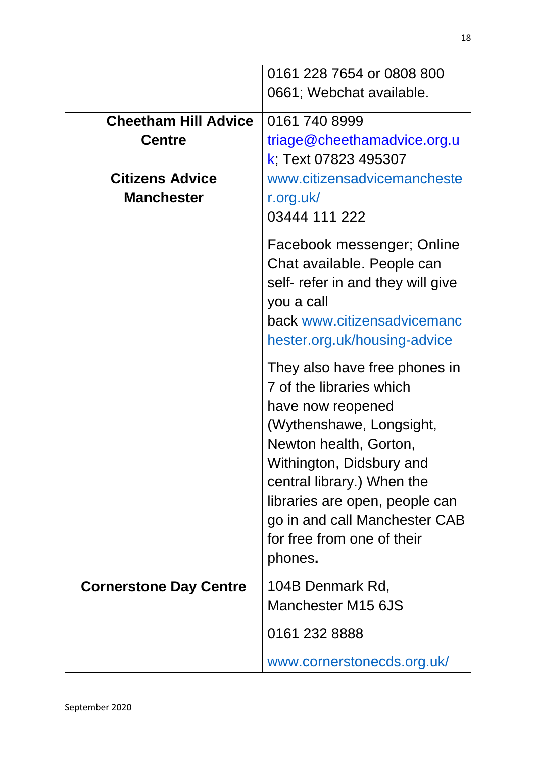| | |
|---|---|
| | 0161 228 7654 or 0808 800 0661; Webchat available. |
| **Cheetham Hill Advice Centre** | 0161 740 8999 triage@cheethamadvice.org.uk; Text 07823 495307 |
| **Citizens Advice Manchester** | www.citizensadvicemanchester.org.uk/ 03444 111 222<br><br>Facebook messenger; Online Chat available. People can self- refer in and they will give you a call back www.citizensadvicemanchester.org.uk/housing-advice<br><br>They also have free phones in 7 of the libraries which have now reopened (Wythenshawe, Longsight, Newton health, Gorton, Withington, Didsbury and central library.) When the libraries are open, people can go in and call Manchester CAB for free from one of their phones. |
| **Cornerstone Day Centre** | 104B Denmark Rd, Manchester M15 6JS<br><br>0161 232 8888<br><br>www.cornerstonecds.org.uk/ |

September 2020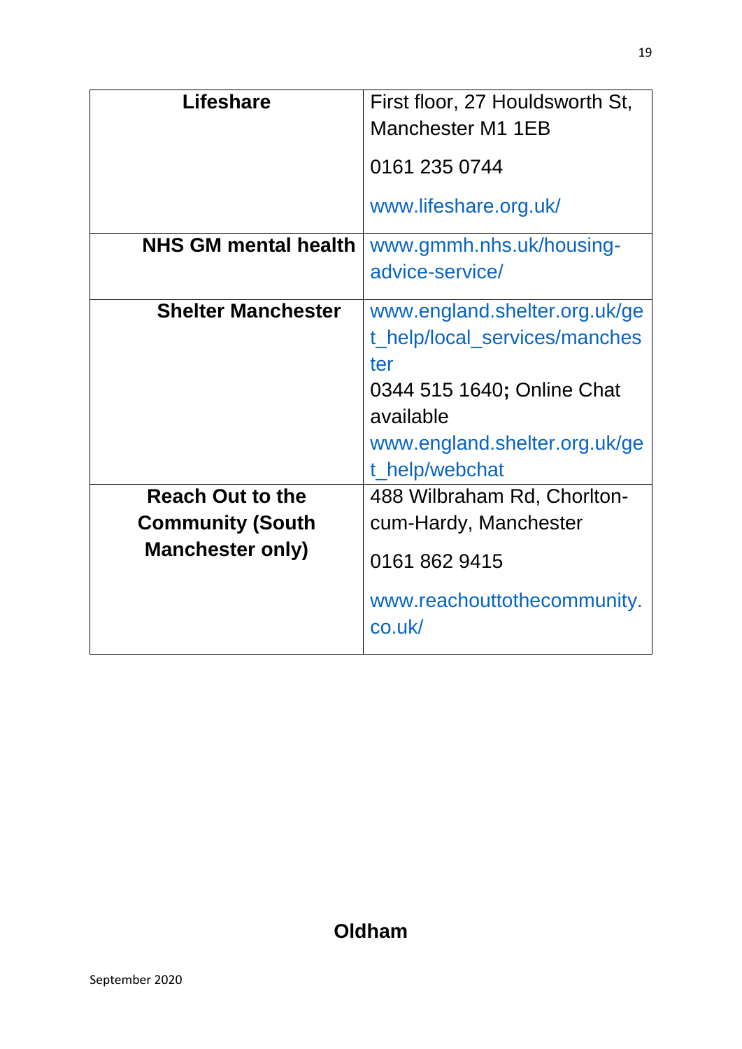| | |
|---|---|
| **Lifeshare** | First floor, 27 Houldsworth St, Manchester M1 1EB<br>0161 235 0744<br>www.lifeshare.org.uk/ |
| **NHS GM mental health** | www.gmmh.nhs.uk/housing-advice-service/ |
| **Shelter Manchester** | www.england.shelter.org.uk/get_help/local_services/manchester<br>0344 515 1640**;** Online Chat available<br>www.england.shelter.org.uk/get_help/webchat |
| **Reach Out to the Community (South Manchester only)** | 488 Wilbraham Rd, Chorlton-cum-Hardy, Manchester<br>0161 862 9415<br>www.reachouttothecommunity.co.uk/ |

## Oldham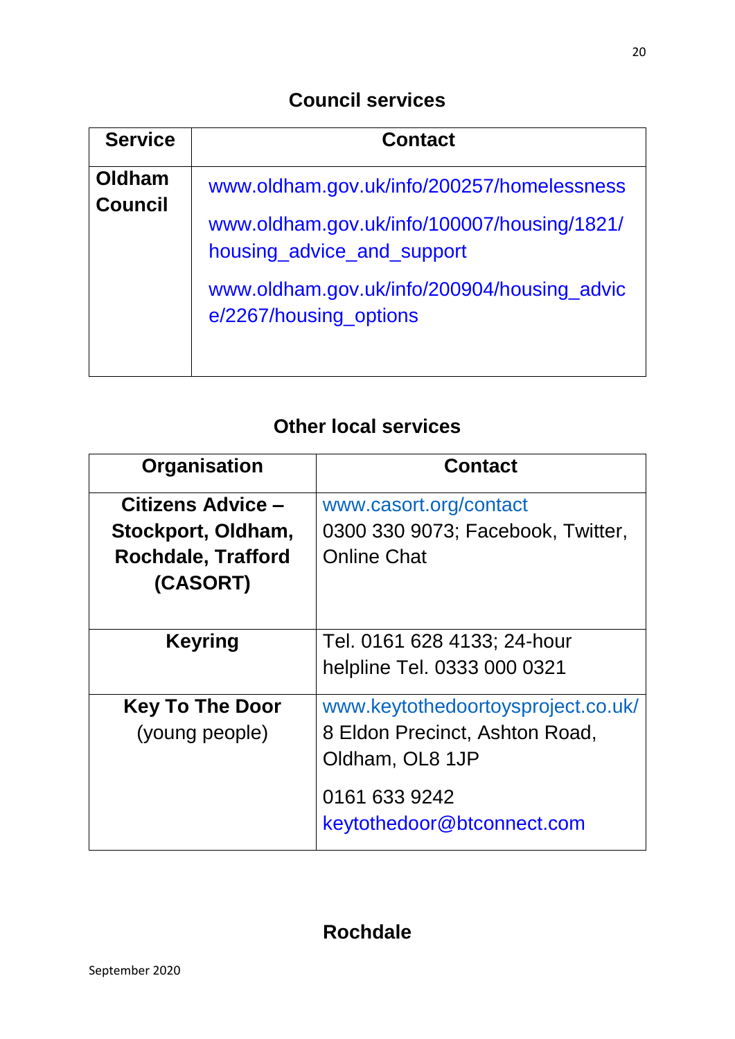## Council services

| Service | Contact |
|---|---|
| **Oldham Council** | www.oldham.gov.uk/info/200257/homelessness<br>www.oldham.gov.uk/info/100007/housing/1821/housing_advice_and_support<br>www.oldham.gov.uk/info/200904/housing_advice/2267/housing_options |

## Other local services

| Organisation | Contact |
|---|---|
| **Citizens Advice – Stockport, Oldham, Rochdale, Trafford (CASORT)** | www.casort.org/contact<br>0300 330 9073; Facebook, Twitter, Online Chat |
| **Keyring** | Tel. 0161 628 4133; 24-hour helpline Tel. 0333 000 0321 |
| **Key To The Door** (young people) | www.keytothedoortoysproject.co.uk/<br>8 Eldon Precinct, Ashton Road, Oldham, OL8 1JP<br>0161 633 9242<br>keytothedoor@btconnect.com |

## Rochdale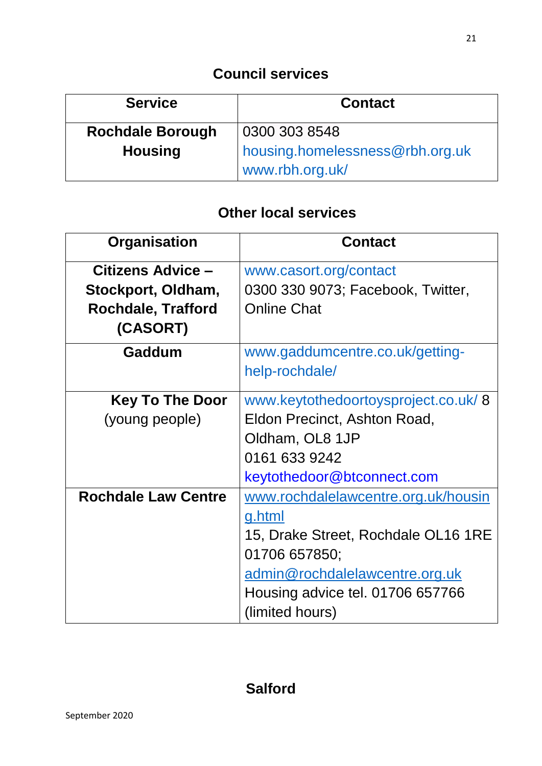## Council services

| Service | Contact |
|---|---|
| **Rochdale Borough Housing** | 0300 303 8548<br>housing.homelessness@rbh.org.uk<br>www.rbh.org.uk/ |

## Other local services

| Organisation | Contact |
|---|---|
| **Citizens Advice – Stockport, Oldham, Rochdale, Trafford (CASORT)** | www.casort.org/contact<br>0300 330 9073; Facebook, Twitter, Online Chat |
| **Gaddum** | www.gaddumcentre.co.uk/getting-help-rochdale/ |
| **Key To The Door** (young people) | www.keytothedoortoysproject.co.uk/ 8 Eldon Precinct, Ashton Road, Oldham, OL8 1JP<br>0161 633 9242<br>keytothedoor@btconnect.com |
| **Rochdale Law Centre** | www.rochdalelawcentre.org.uk/housing.html<br>15, Drake Street, Rochdale OL16 1RE<br>01706 657850;<br>admin@rochdalelawcentre.org.uk<br>Housing advice tel. 01706 657766 (limited hours) |

## Salford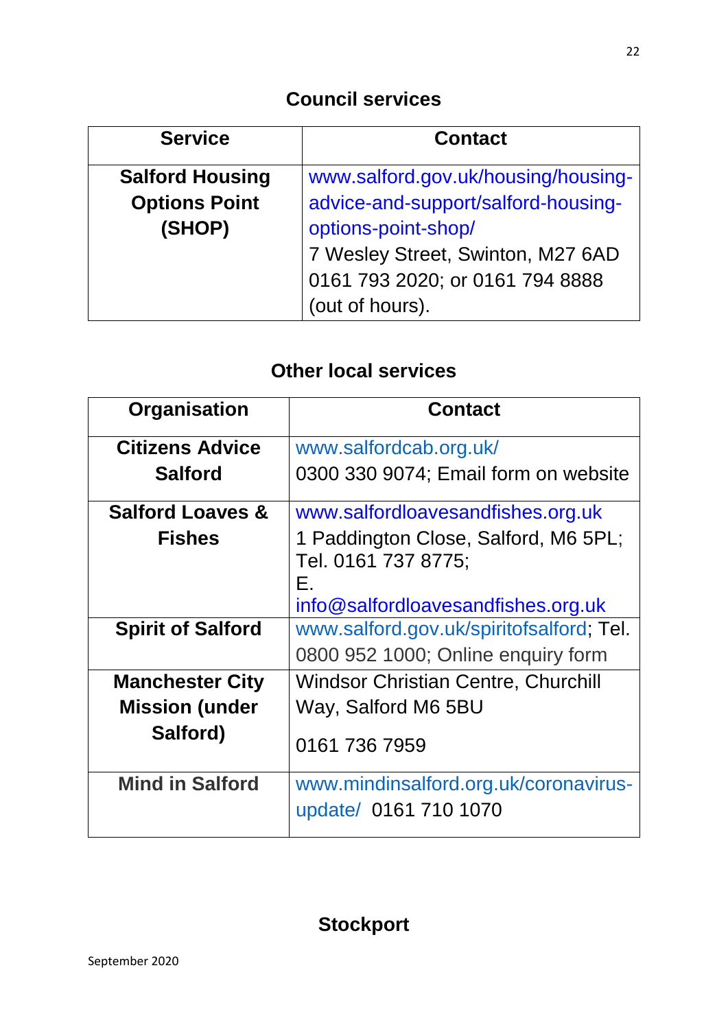## Council services

| Service | Contact |
|---|---|
| **Salford Housing Options Point (SHOP)** | www.salford.gov.uk/housing/housing-advice-and-support/salford-housing-options-point-shop/ 7 Wesley Street, Swinton, M27 6AD 0161 793 2020; or 0161 794 8888 (out of hours). |

## Other local services

| Organisation | Contact |
|---|---|
| **Citizens Advice Salford** | www.salfordcab.org.uk/ 0300 330 9074; Email form on website |
| **Salford Loaves & Fishes** | www.salfordloavesandfishes.org.uk 1 Paddington Close, Salford, M6 5PL; Tel. 0161 737 8775; E. info@salfordloavesandfishes.org.uk |
| **Spirit of Salford** | www.salford.gov.uk/spiritofsalford; Tel. 0800 952 1000; Online enquiry form |
| **Manchester City Mission (under Salford)** | Windsor Christian Centre, Churchill Way, Salford M6 5BU 0161 736 7959 |
| **Mind in Salford** | www.mindinsalford.org.uk/coronavirus-update/ 0161 710 1070 |

## Stockport

September 2020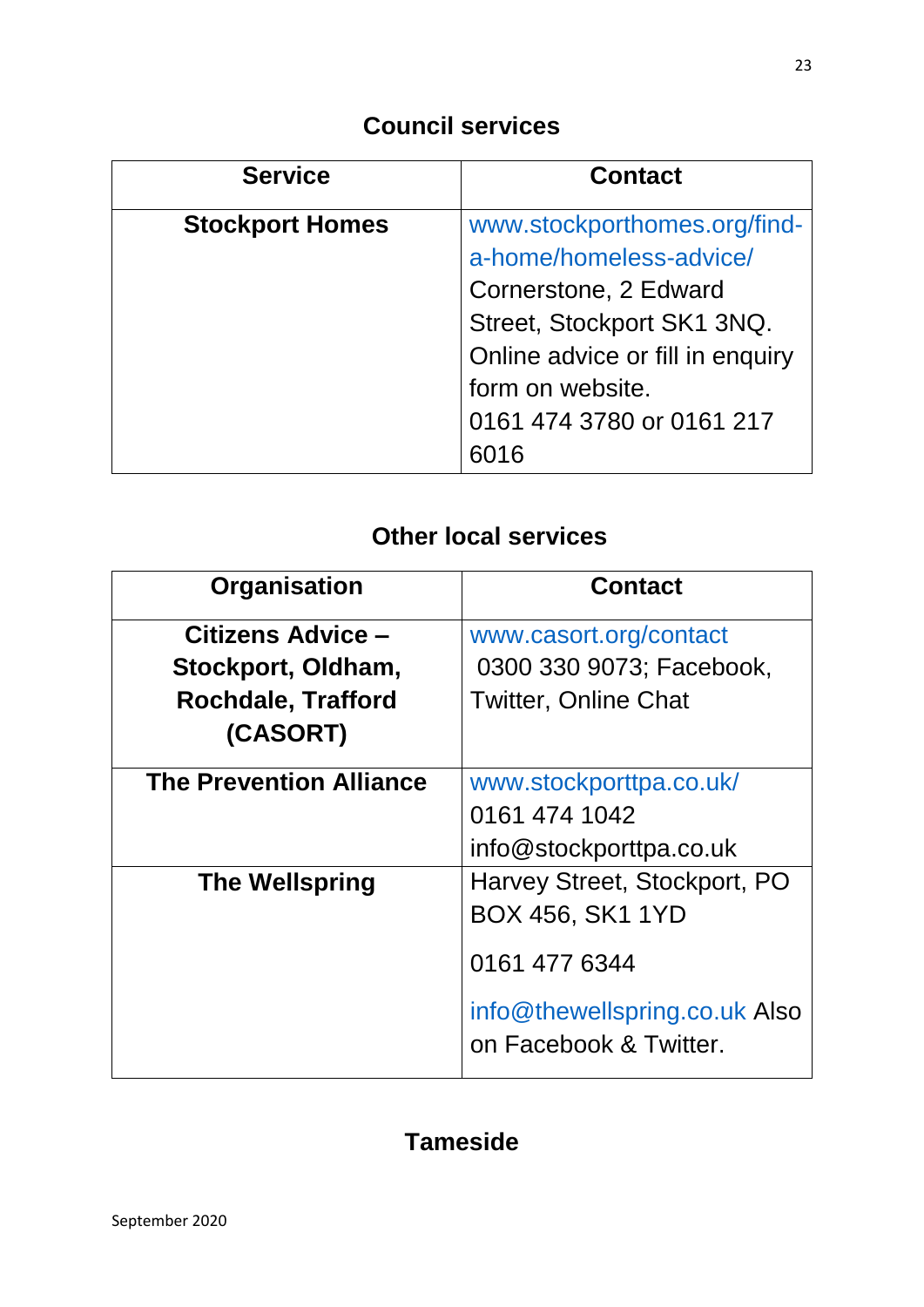## Council services

| Service | Contact |
|---|---|
| **Stockport Homes** | www.stockporthomes.org/find-a-home/homeless-advice/ Cornerstone, 2 Edward Street, Stockport SK1 3NQ. Online advice or fill in enquiry form on website. 0161 474 3780 or 0161 217 6016 |

## Other local services

| Organisation | Contact |
|---|---|
| **Citizens Advice – Stockport, Oldham, Rochdale, Trafford (CASORT)** | www.casort.org/contact 0300 330 9073; Facebook, Twitter, Online Chat |
| **The Prevention Alliance** | www.stockporttpa.co.uk/ 0161 474 1042 info@stockporttpa.co.uk |
| **The Wellspring** | Harvey Street, Stockport, PO BOX 456, SK1 1YD<br><br>0161 477 6344<br><br>info@thewellspring.co.uk Also on Facebook & Twitter. |

## Tameside

September 2020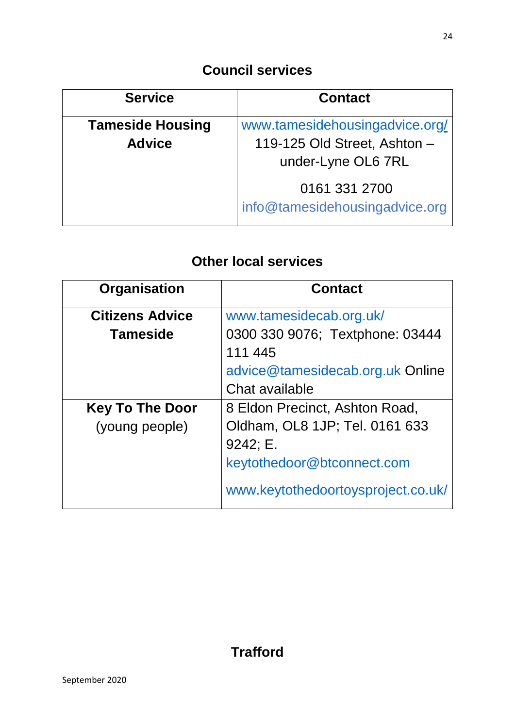## Council services

| Service | Contact |
|---|---|
| **Tameside Housing Advice** | www.tamesidehousingadvice.org/ 119-125 Old Street, Ashton – under-Lyne OL6 7RL<br>0161 331 2700 info@tamesidehousingadvice.org |

## Other local services

| Organisation | Contact |
|---|---|
| **Citizens Advice Tameside** | www.tamesidecab.org.uk/ 0300 330 9076; Textphone: 03444 111 445 advice@tamesidecab.org.uk Online Chat available |
| **Key To The Door** (young people) | 8 Eldon Precinct, Ashton Road, Oldham, OL8 1JP; Tel. 0161 633 9242; E. keytothedoor@btconnect.com<br>www.keytothedoortoysproject.co.uk/ |

## Trafford

September 2020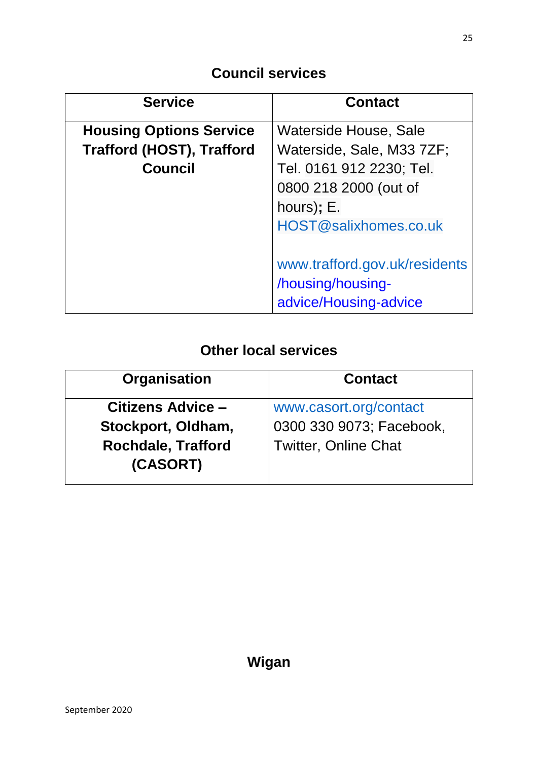## Council services

| Service | Contact |
|---|---|
| **Housing Options Service Trafford (HOST), Trafford Council** | Waterside House, Sale Waterside, Sale, M33 7ZF; Tel. 0161 912 2230; Tel. 0800 218 2000 (out of hours)**;** E. HOST@salixhomes.co.uk<br><br>www.trafford.gov.uk/residents/housing/housing-advice/Housing-advice |

## Other local services

| Organisation | Contact |
|---|---|
| **Citizens Advice – Stockport, Oldham, Rochdale, Trafford (CASORT)** | www.casort.org/contact 0300 330 9073; Facebook, Twitter, Online Chat |

## Wigan

September 2020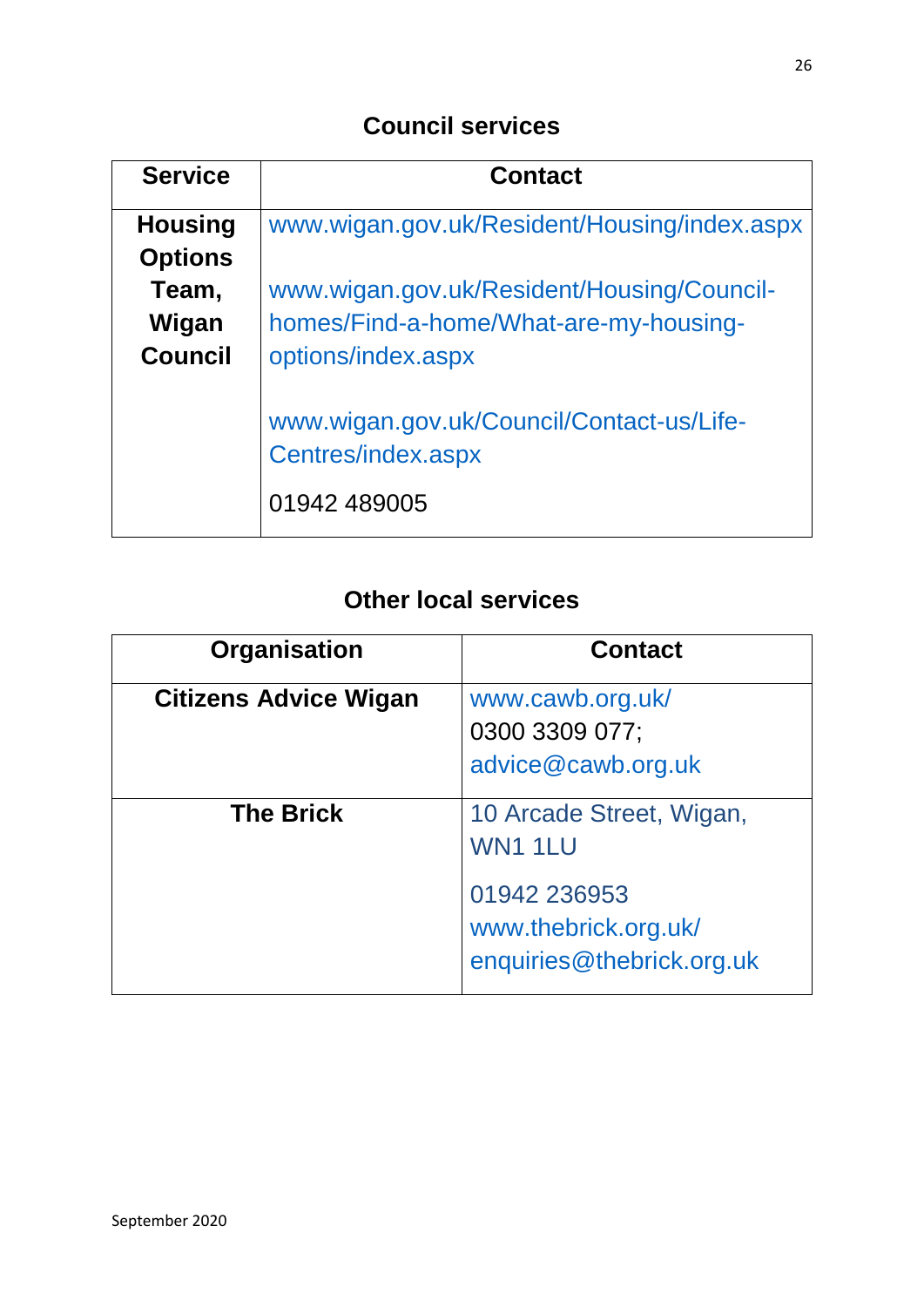## Council services

| Service | Contact |
|---|---|
| **Housing Options Team, Wigan Council** | www.wigan.gov.uk/Resident/Housing/index.aspx<br><br>www.wigan.gov.uk/Resident/Housing/Council-homes/Find-a-home/What-are-my-housing-options/index.aspx<br><br>www.wigan.gov.uk/Council/Contact-us/Life-Centres/index.aspx<br><br>01942 489005 |

## Other local services

| Organisation | Contact |
|---|---|
| **Citizens Advice Wigan** | www.cawb.org.uk/<br>0300 3309 077;<br>advice@cawb.org.uk |
| **The Brick** | 10 Arcade Street, Wigan, WN1 1LU<br><br>01942 236953<br>www.thebrick.org.uk/<br>enquiries@thebrick.org.uk |

September 2020